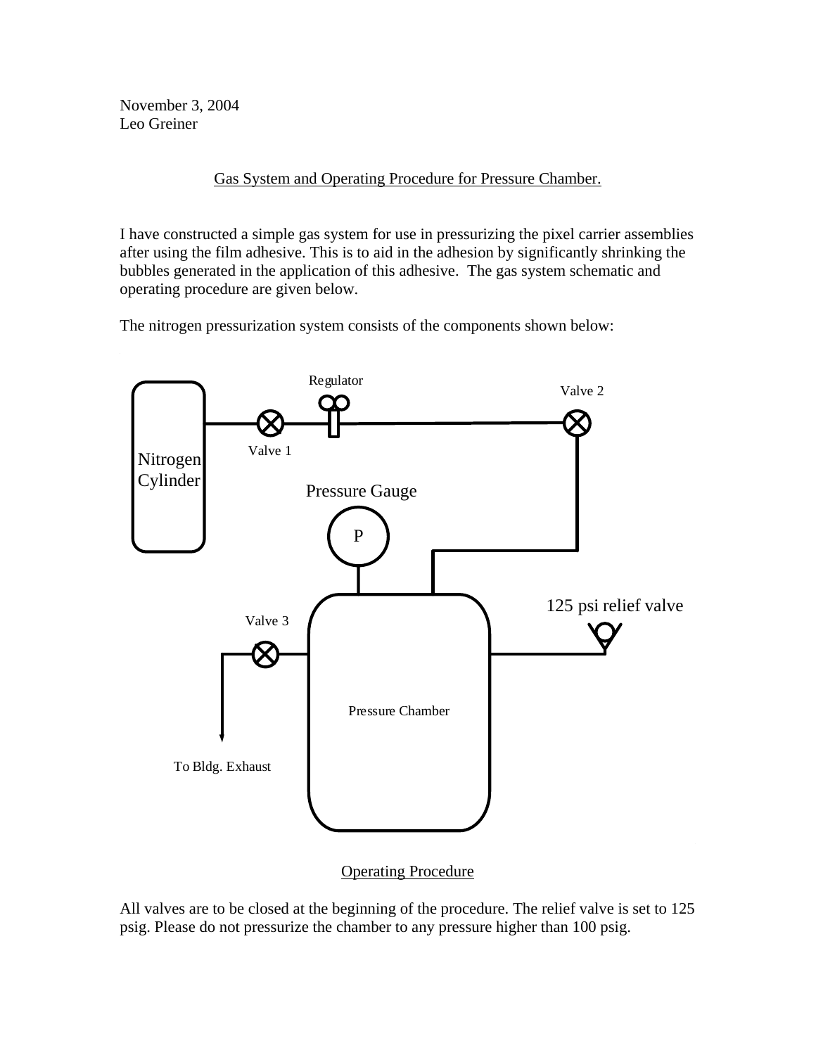November 3, 2004
Leo Greiner

## Gas System and Operating Procedure for Pressure Chamber.

I have constructed a simple gas system for use in pressurizing the pixel carrier assemblies after using the film adhesive. This is to aid in the adhesion by significantly shrinking the bubbles generated in the application of this adhesive. The gas system schematic and operating procedure are given below.

The nitrogen pressurization system consists of the components shown below:

Regulator

Valve 2

Valve 1

Nitrogen Cylinder

Pressure Gauge

P

125 psi relief valve

Valve 3

Pressure Chamber

To Bldg. Exhaust

### Operating Procedure

All valves are to be closed at the beginning of the procedure. The relief valve is set to 125 psig. Please do not pressurize the chamber to any pressure higher than 100 psig.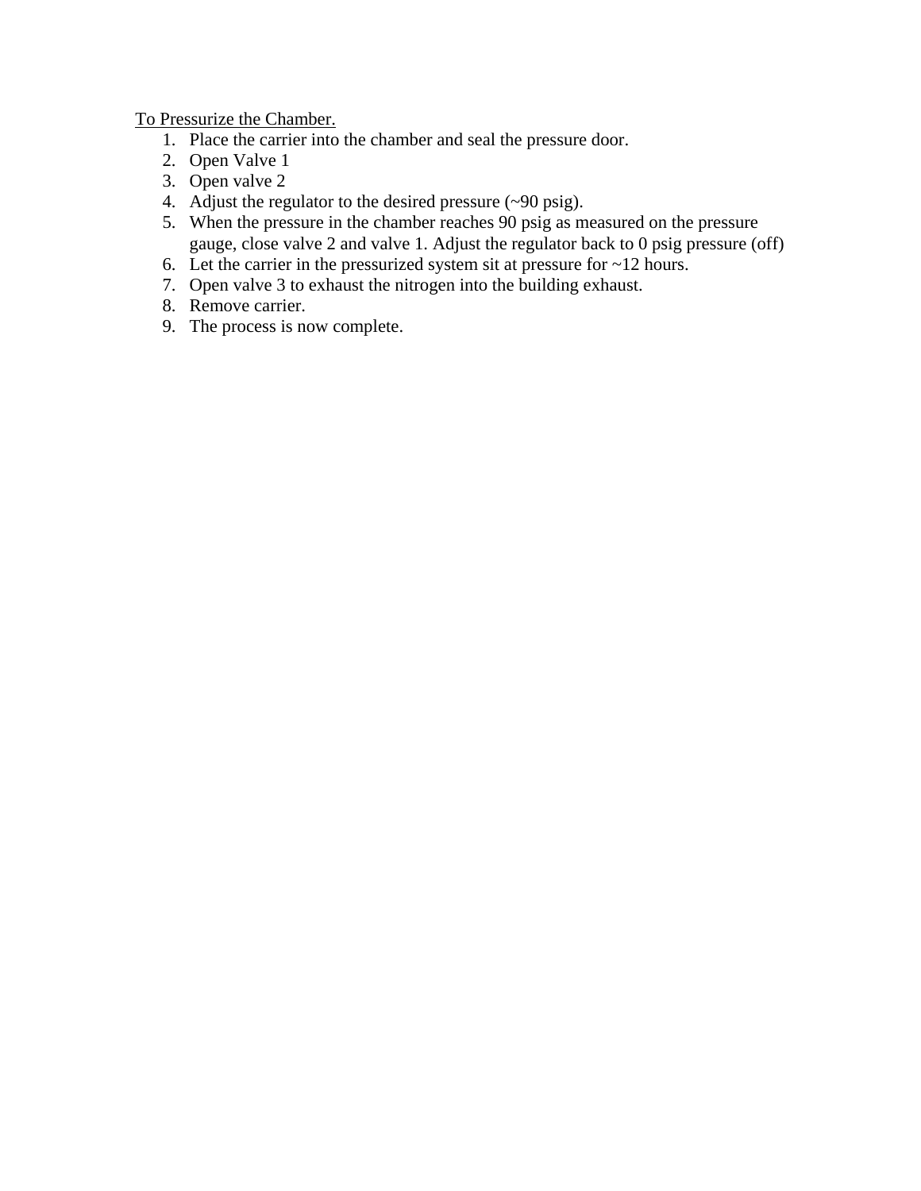<u>To Pressurize the Chamber.</u>

1. Place the carrier into the chamber and seal the pressure door.
2. Open Valve 1
3. Open valve 2
4. Adjust the regulator to the desired pressure (~90 psig).
5. When the pressure in the chamber reaches 90 psig as measured on the pressure gauge, close valve 2 and valve 1. Adjust the regulator back to 0 psig pressure (off)
6. Let the carrier in the pressurized system sit at pressure for ~12 hours.
7. Open valve 3 to exhaust the nitrogen into the building exhaust.
8. Remove carrier.
9. The process is now complete.